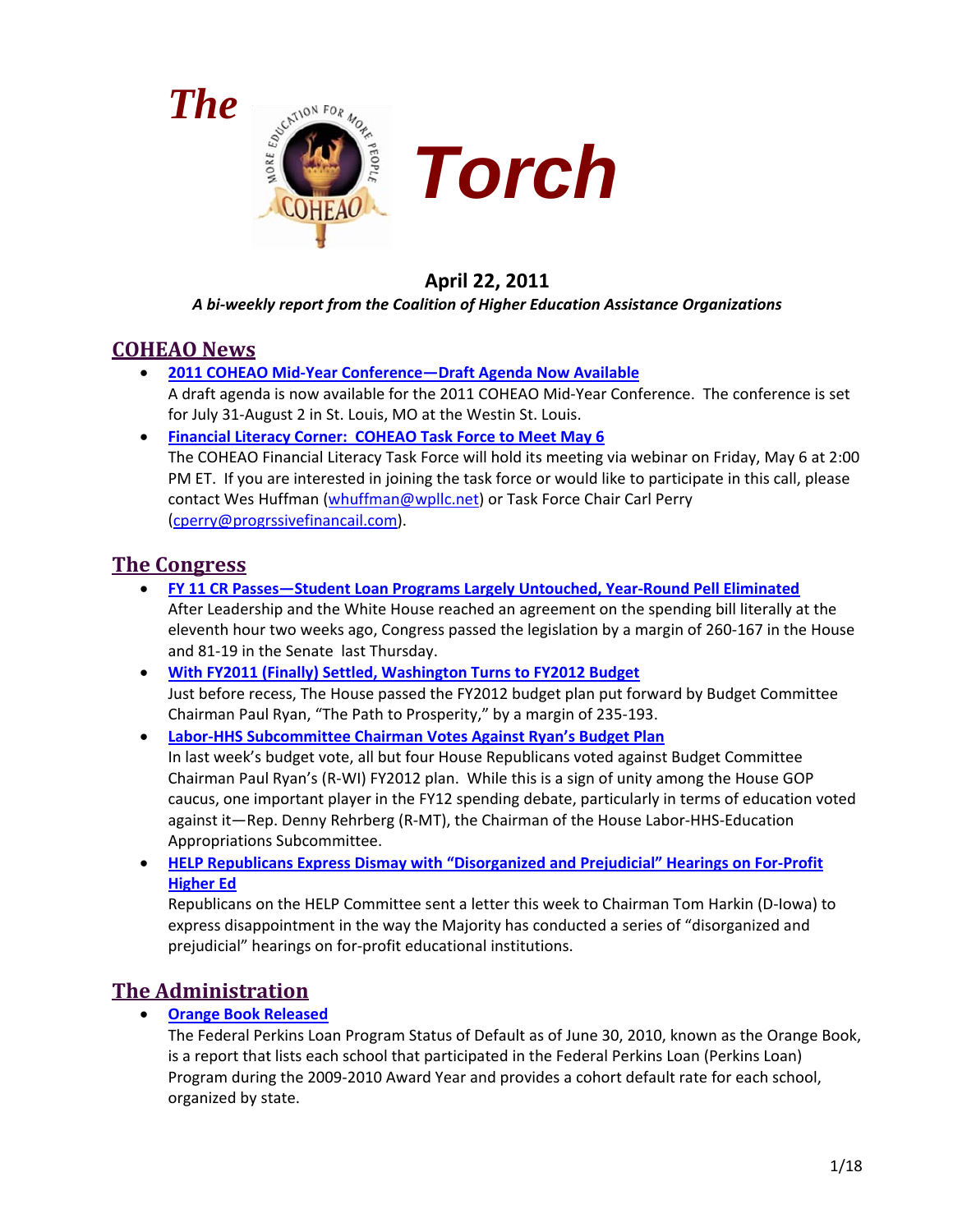# The Torch

**April 22, 2011**

*A bi-weekly report from the Coalition of Higher Education Assistance Organizations*

## COHEAO News

- **2011 COHEAO Mid-Year Conference—Draft Agenda Now Available**
  A draft agenda is now available for the 2011 COHEAO Mid-Year Conference. The conference is set for July 31-August 2 in St. Louis, MO at the Westin St. Louis.
- **Financial Literacy Corner: COHEAO Task Force to Meet May 6**
  The COHEAO Financial Literacy Task Force will hold its meeting via webinar on Friday, May 6 at 2:00 PM ET. If you are interested in joining the task force or would like to participate in this call, please contact Wes Huffman (whuffman@wpllc.net) or Task Force Chair Carl Perry (cperry@progrssivefinancail.com).

## The Congress

- **FY 11 CR Passes—Student Loan Programs Largely Untouched, Year-Round Pell Eliminated**
  After Leadership and the White House reached an agreement on the spending bill literally at the eleventh hour two weeks ago, Congress passed the legislation by a margin of 260-167 in the House and 81-19 in the Senate last Thursday.
- **With FY2011 (Finally) Settled, Washington Turns to FY2012 Budget**
  Just before recess, The House passed the FY2012 budget plan put forward by Budget Committee Chairman Paul Ryan, "The Path to Prosperity," by a margin of 235-193.
- **Labor-HHS Subcommittee Chairman Votes Against Ryan's Budget Plan**
  In last week's budget vote, all but four House Republicans voted against Budget Committee Chairman Paul Ryan's (R-WI) FY2012 plan. While this is a sign of unity among the House GOP caucus, one important player in the FY12 spending debate, particularly in terms of education voted against it—Rep. Denny Rehrberg (R-MT), the Chairman of the House Labor-HHS-Education Appropriations Subcommittee.
- **HELP Republicans Express Dismay with "Disorganized and Prejudicial" Hearings on For-Profit Higher Ed**
  Republicans on the HELP Committee sent a letter this week to Chairman Tom Harkin (D-Iowa) to express disappointment in the way the Majority has conducted a series of "disorganized and prejudicial" hearings on for-profit educational institutions.

## The Administration

- **Orange Book Released**
  The Federal Perkins Loan Program Status of Default as of June 30, 2010, known as the Orange Book, is a report that lists each school that participated in the Federal Perkins Loan (Perkins Loan) Program during the 2009-2010 Award Year and provides a cohort default rate for each school, organized by state.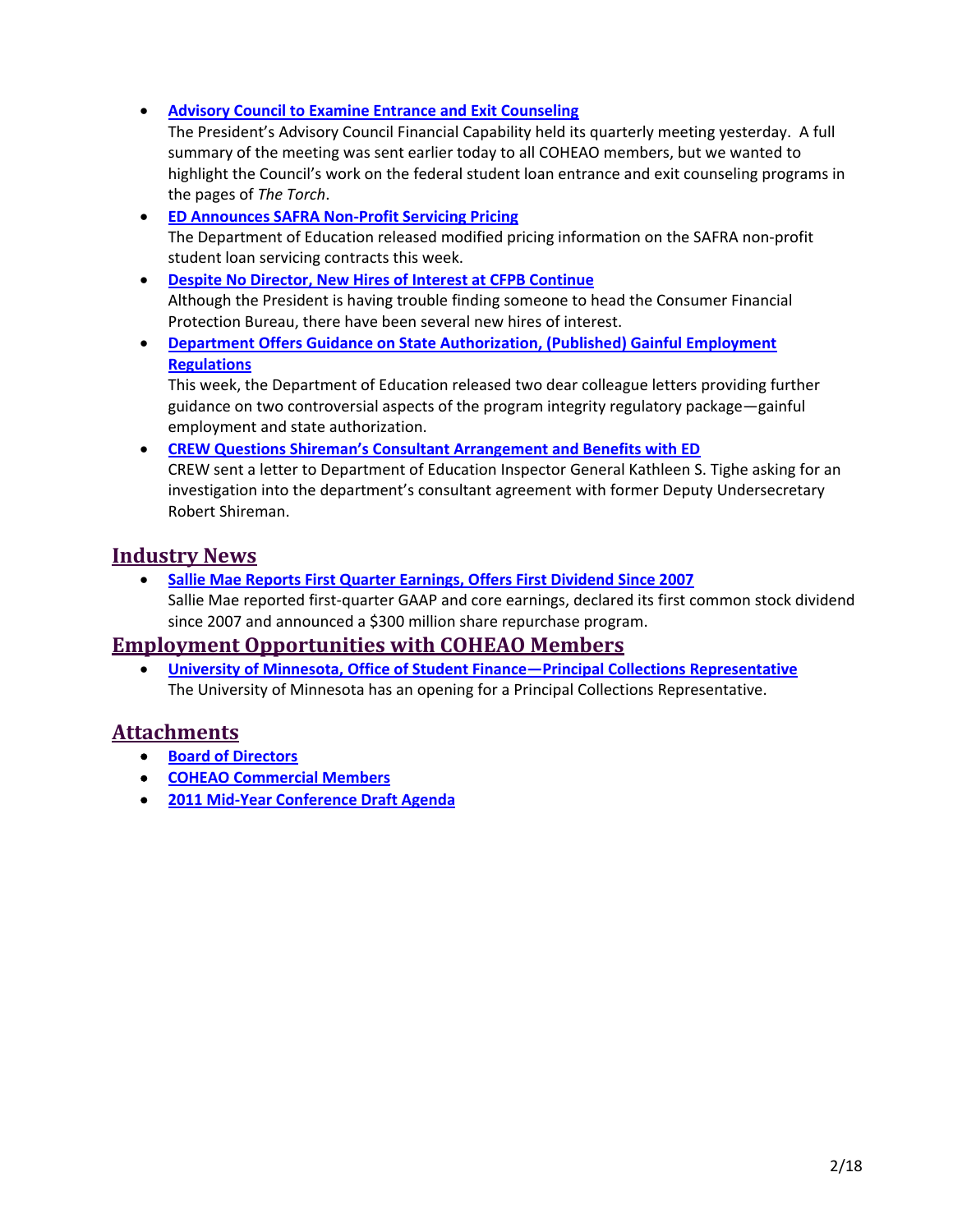- **Advisory Council to Examine Entrance and Exit Counseling**
  The President's Advisory Council Financial Capability held its quarterly meeting yesterday.  A full summary of the meeting was sent earlier today to all COHEAO members, but we wanted to highlight the Council's work on the federal student loan entrance and exit counseling programs in the pages of *The Torch*.
- **ED Announces SAFRA Non-Profit Servicing Pricing**
  The Department of Education released modified pricing information on the SAFRA non-profit student loan servicing contracts this week.
- **Despite No Director, New Hires of Interest at CFPB Continue**
  Although the President is having trouble finding someone to head the Consumer Financial Protection Bureau, there have been several new hires of interest.
- **Department Offers Guidance on State Authorization, (Published) Gainful Employment Regulations**
  This week, the Department of Education released two dear colleague letters providing further guidance on two controversial aspects of the program integrity regulatory package—gainful employment and state authorization.
- **CREW Questions Shireman's Consultant Arrangement and Benefits with ED**
  CREW sent a letter to Department of Education Inspector General Kathleen S. Tighe asking for an investigation into the department's consultant agreement with former Deputy Undersecretary Robert Shireman.

## Industry News

- **Sallie Mae Reports First Quarter Earnings, Offers First Dividend Since 2007**
  Sallie Mae reported first-quarter GAAP and core earnings, declared its first common stock dividend since 2007 and announced a $300 million share repurchase program.

## Employment Opportunities with COHEAO Members

- **University of Minnesota, Office of Student Finance—Principal Collections Representative**
  The University of Minnesota has an opening for a Principal Collections Representative.

## Attachments

- **Board of Directors**
- **COHEAO Commercial Members**
- **2011 Mid-Year Conference Draft Agenda**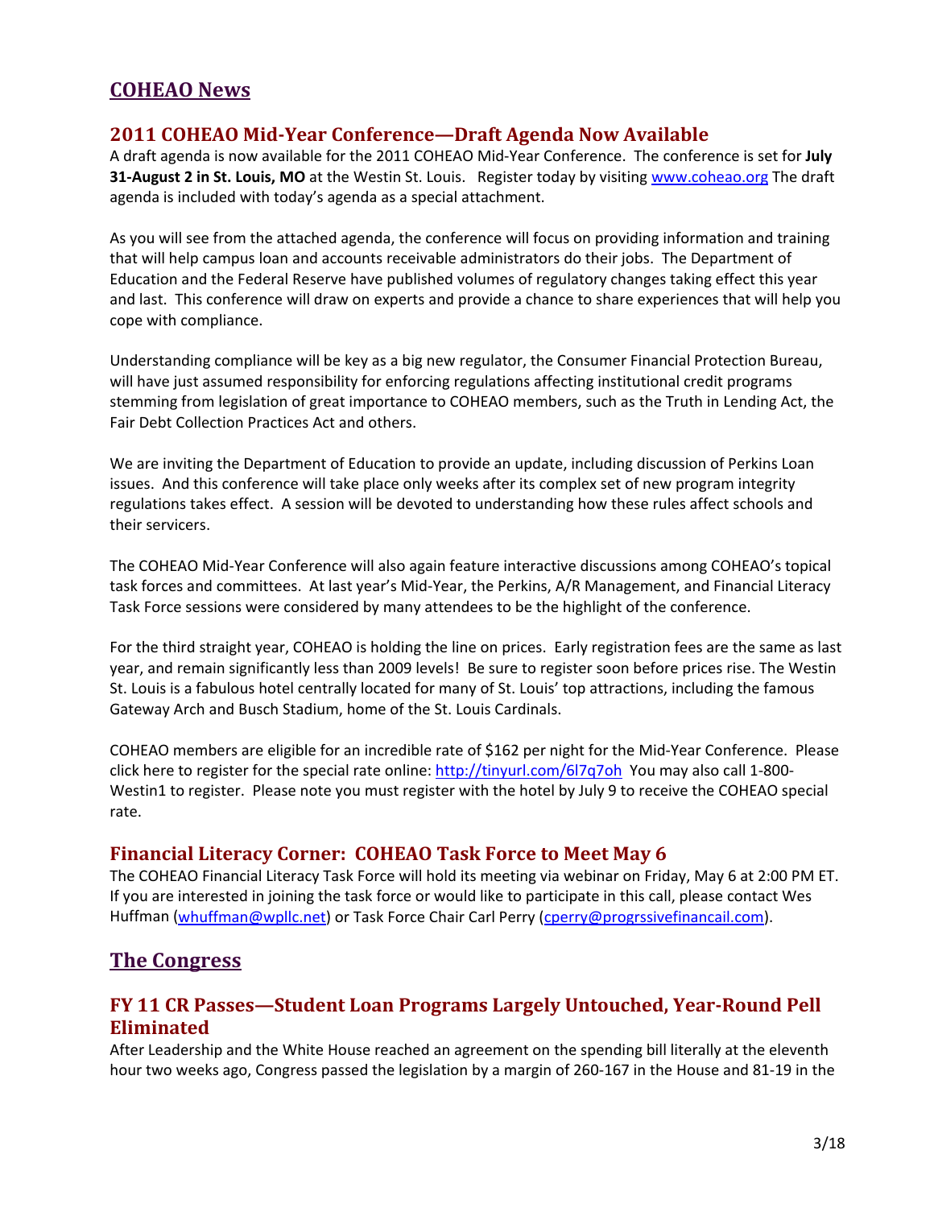## COHEAO News

### 2011 COHEAO Mid-Year Conference—Draft Agenda Now Available

A draft agenda is now available for the 2011 COHEAO Mid-Year Conference. The conference is set for **July 31-August 2 in St. Louis, MO** at the Westin St. Louis. Register today by visiting www.coheao.org The draft agenda is included with today's agenda as a special attachment.

As you will see from the attached agenda, the conference will focus on providing information and training that will help campus loan and accounts receivable administrators do their jobs. The Department of Education and the Federal Reserve have published volumes of regulatory changes taking effect this year and last. This conference will draw on experts and provide a chance to share experiences that will help you cope with compliance.

Understanding compliance will be key as a big new regulator, the Consumer Financial Protection Bureau, will have just assumed responsibility for enforcing regulations affecting institutional credit programs stemming from legislation of great importance to COHEAO members, such as the Truth in Lending Act, the Fair Debt Collection Practices Act and others.

We are inviting the Department of Education to provide an update, including discussion of Perkins Loan issues. And this conference will take place only weeks after its complex set of new program integrity regulations takes effect. A session will be devoted to understanding how these rules affect schools and their servicers.

The COHEAO Mid-Year Conference will also again feature interactive discussions among COHEAO's topical task forces and committees. At last year's Mid-Year, the Perkins, A/R Management, and Financial Literacy Task Force sessions were considered by many attendees to be the highlight of the conference.

For the third straight year, COHEAO is holding the line on prices. Early registration fees are the same as last year, and remain significantly less than 2009 levels! Be sure to register soon before prices rise. The Westin St. Louis is a fabulous hotel centrally located for many of St. Louis' top attractions, including the famous Gateway Arch and Busch Stadium, home of the St. Louis Cardinals.

COHEAO members are eligible for an incredible rate of $162 per night for the Mid-Year Conference. Please click here to register for the special rate online: http://tinyurl.com/6l7q7oh You may also call 1-800-Westin1 to register. Please note you must register with the hotel by July 9 to receive the COHEAO special rate.

### Financial Literacy Corner: COHEAO Task Force to Meet May 6

The COHEAO Financial Literacy Task Force will hold its meeting via webinar on Friday, May 6 at 2:00 PM ET. If you are interested in joining the task force or would like to participate in this call, please contact Wes Huffman (whuffman@wpllc.net) or Task Force Chair Carl Perry (cperry@progrssivefinancail.com).

## The Congress

### FY 11 CR Passes—Student Loan Programs Largely Untouched, Year-Round Pell Eliminated

After Leadership and the White House reached an agreement on the spending bill literally at the eleventh hour two weeks ago, Congress passed the legislation by a margin of 260-167 in the House and 81-19 in the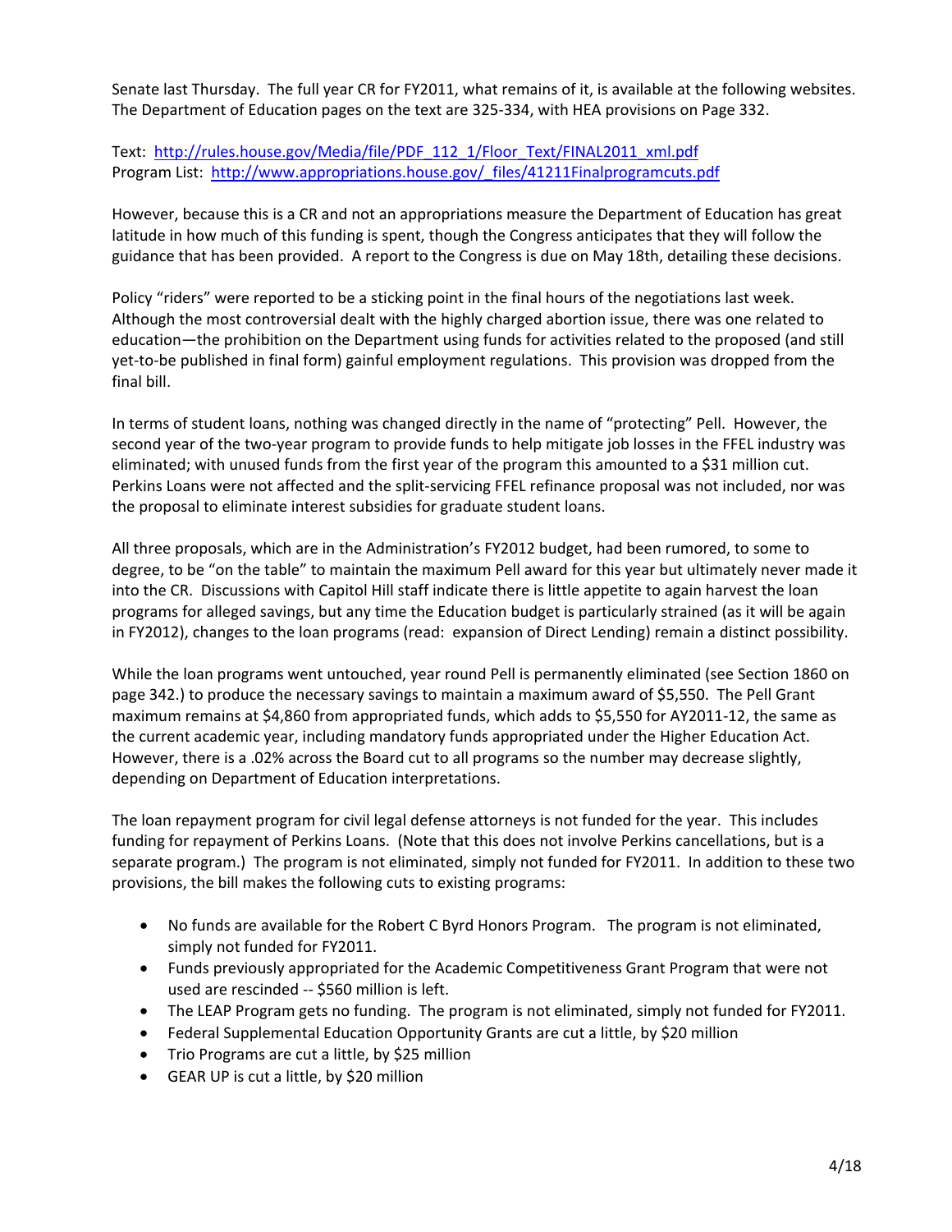Senate last Thursday. The full year CR for FY2011, what remains of it, is available at the following websites. The Department of Education pages on the text are 325-334, with HEA provisions on Page 332.

Text: http://rules.house.gov/Media/file/PDF_112_1/Floor_Text/FINAL2011_xml.pdf
Program List: http://www.appropriations.house.gov/_files/41211Finalprogramcuts.pdf

However, because this is a CR and not an appropriations measure the Department of Education has great latitude in how much of this funding is spent, though the Congress anticipates that they will follow the guidance that has been provided. A report to the Congress is due on May 18th, detailing these decisions.

Policy "riders" were reported to be a sticking point in the final hours of the negotiations last week. Although the most controversial dealt with the highly charged abortion issue, there was one related to education—the prohibition on the Department using funds for activities related to the proposed (and still yet-to-be published in final form) gainful employment regulations. This provision was dropped from the final bill.

In terms of student loans, nothing was changed directly in the name of "protecting" Pell. However, the second year of the two-year program to provide funds to help mitigate job losses in the FFEL industry was eliminated; with unused funds from the first year of the program this amounted to a $31 million cut. Perkins Loans were not affected and the split-servicing FFEL refinance proposal was not included, nor was the proposal to eliminate interest subsidies for graduate student loans.

All three proposals, which are in the Administration's FY2012 budget, had been rumored, to some to degree, to be "on the table" to maintain the maximum Pell award for this year but ultimately never made it into the CR. Discussions with Capitol Hill staff indicate there is little appetite to again harvest the loan programs for alleged savings, but any time the Education budget is particularly strained (as it will be again in FY2012), changes to the loan programs (read: expansion of Direct Lending) remain a distinct possibility.

While the loan programs went untouched, year round Pell is permanently eliminated (see Section 1860 on page 342.) to produce the necessary savings to maintain a maximum award of $5,550. The Pell Grant maximum remains at $4,860 from appropriated funds, which adds to $5,550 for AY2011-12, the same as the current academic year, including mandatory funds appropriated under the Higher Education Act. However, there is a .02% across the Board cut to all programs so the number may decrease slightly, depending on Department of Education interpretations.

The loan repayment program for civil legal defense attorneys is not funded for the year. This includes funding for repayment of Perkins Loans. (Note that this does not involve Perkins cancellations, but is a separate program.) The program is not eliminated, simply not funded for FY2011. In addition to these two provisions, the bill makes the following cuts to existing programs:

- No funds are available for the Robert C Byrd Honors Program. The program is not eliminated, simply not funded for FY2011.
- Funds previously appropriated for the Academic Competitiveness Grant Program that were not used are rescinded -- $560 million is left.
- The LEAP Program gets no funding. The program is not eliminated, simply not funded for FY2011.
- Federal Supplemental Education Opportunity Grants are cut a little, by $20 million
- Trio Programs are cut a little, by $25 million
- GEAR UP is cut a little, by $20 million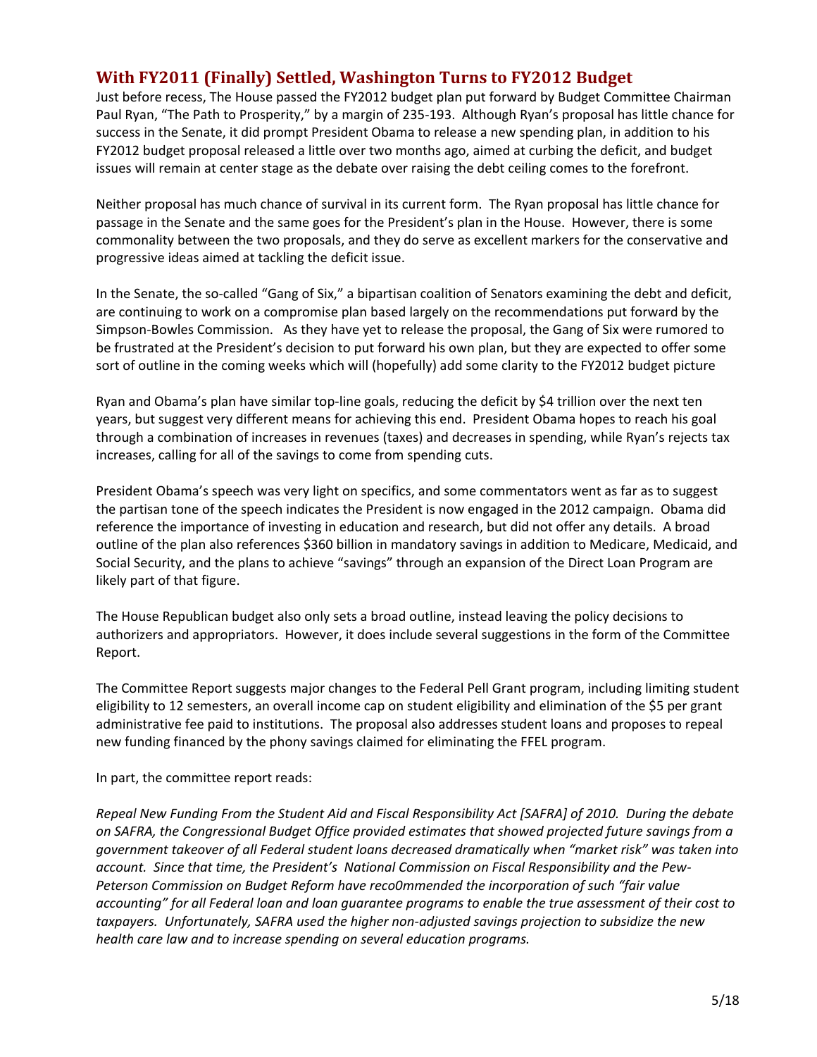## With FY2011 (Finally) Settled, Washington Turns to FY2012 Budget

Just before recess, The House passed the FY2012 budget plan put forward by Budget Committee Chairman Paul Ryan, "The Path to Prosperity," by a margin of 235-193. Although Ryan's proposal has little chance for success in the Senate, it did prompt President Obama to release a new spending plan, in addition to his FY2012 budget proposal released a little over two months ago, aimed at curbing the deficit, and budget issues will remain at center stage as the debate over raising the debt ceiling comes to the forefront.

Neither proposal has much chance of survival in its current form. The Ryan proposal has little chance for passage in the Senate and the same goes for the President's plan in the House. However, there is some commonality between the two proposals, and they do serve as excellent markers for the conservative and progressive ideas aimed at tackling the deficit issue.

In the Senate, the so-called "Gang of Six," a bipartisan coalition of Senators examining the debt and deficit, are continuing to work on a compromise plan based largely on the recommendations put forward by the Simpson-Bowles Commission. As they have yet to release the proposal, the Gang of Six were rumored to be frustrated at the President's decision to put forward his own plan, but they are expected to offer some sort of outline in the coming weeks which will (hopefully) add some clarity to the FY2012 budget picture

Ryan and Obama's plan have similar top-line goals, reducing the deficit by $4 trillion over the next ten years, but suggest very different means for achieving this end. President Obama hopes to reach his goal through a combination of increases in revenues (taxes) and decreases in spending, while Ryan's rejects tax increases, calling for all of the savings to come from spending cuts.

President Obama's speech was very light on specifics, and some commentators went as far as to suggest the partisan tone of the speech indicates the President is now engaged in the 2012 campaign. Obama did reference the importance of investing in education and research, but did not offer any details. A broad outline of the plan also references $360 billion in mandatory savings in addition to Medicare, Medicaid, and Social Security, and the plans to achieve "savings" through an expansion of the Direct Loan Program are likely part of that figure.

The House Republican budget also only sets a broad outline, instead leaving the policy decisions to authorizers and appropriators. However, it does include several suggestions in the form of the Committee Report.

The Committee Report suggests major changes to the Federal Pell Grant program, including limiting student eligibility to 12 semesters, an overall income cap on student eligibility and elimination of the $5 per grant administrative fee paid to institutions. The proposal also addresses student loans and proposes to repeal new funding financed by the phony savings claimed for eliminating the FFEL program.

In part, the committee report reads:

*Repeal New Funding From the Student Aid and Fiscal Responsibility Act [SAFRA] of 2010. During the debate on SAFRA, the Congressional Budget Office provided estimates that showed projected future savings from a government takeover of all Federal student loans decreased dramatically when "market risk" was taken into account. Since that time, the President's National Commission on Fiscal Responsibility and the Pew-Peterson Commission on Budget Reform have reco0mmended the incorporation of such "fair value accounting" for all Federal loan and loan guarantee programs to enable the true assessment of their cost to taxpayers. Unfortunately, SAFRA used the higher non-adjusted savings projection to subsidize the new health care law and to increase spending on several education programs.*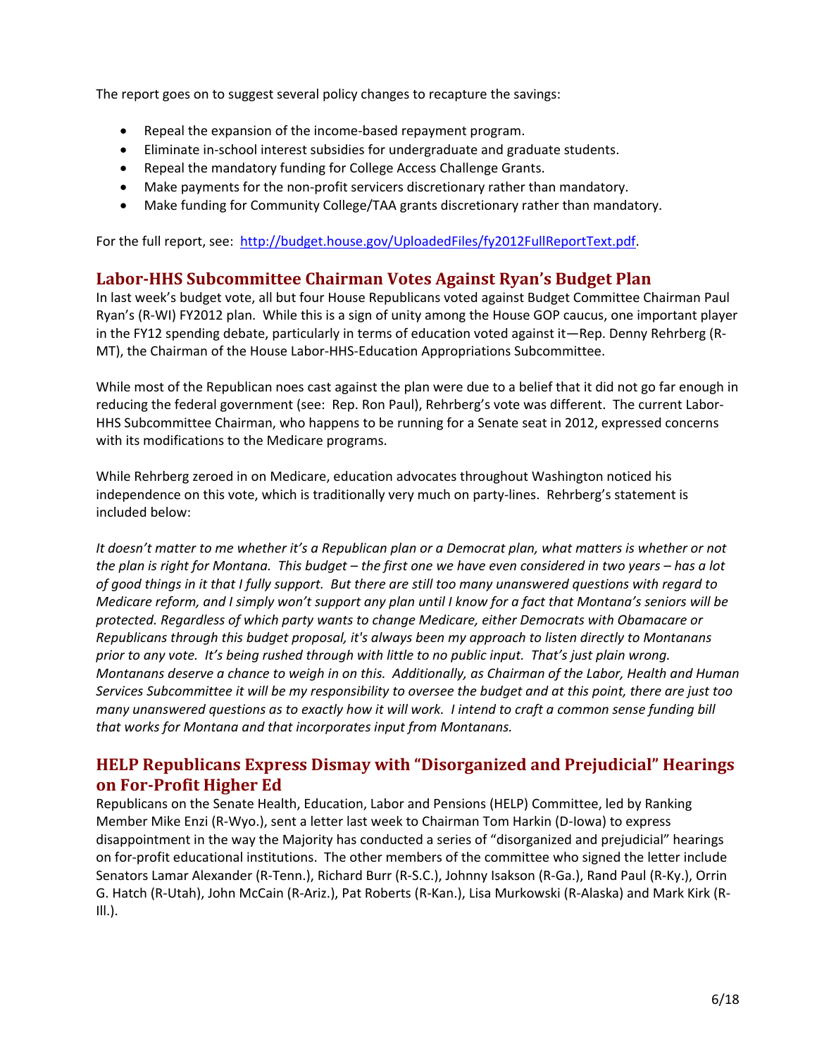The report goes on to suggest several policy changes to recapture the savings:

- Repeal the expansion of the income-based repayment program.
- Eliminate in-school interest subsidies for undergraduate and graduate students.
- Repeal the mandatory funding for College Access Challenge Grants.
- Make payments for the non-profit servicers discretionary rather than mandatory.
- Make funding for Community College/TAA grants discretionary rather than mandatory.

For the full report, see: [http://budget.house.gov/UploadedFiles/fy2012FullReportText.pdf](http://budget.house.gov/UploadedFiles/fy2012FullReportText.pdf).

## Labor-HHS Subcommittee Chairman Votes Against Ryan's Budget Plan

In last week's budget vote, all but four House Republicans voted against Budget Committee Chairman Paul Ryan's (R-WI) FY2012 plan. While this is a sign of unity among the House GOP caucus, one important player in the FY12 spending debate, particularly in terms of education voted against it—Rep. Denny Rehrberg (R-MT), the Chairman of the House Labor-HHS-Education Appropriations Subcommittee.

While most of the Republican noes cast against the plan were due to a belief that it did not go far enough in reducing the federal government (see: Rep. Ron Paul), Rehrberg's vote was different. The current Labor-HHS Subcommittee Chairman, who happens to be running for a Senate seat in 2012, expressed concerns with its modifications to the Medicare programs.

While Rehrberg zeroed in on Medicare, education advocates throughout Washington noticed his independence on this vote, which is traditionally very much on party-lines. Rehrberg's statement is included below:

*It doesn't matter to me whether it's a Republican plan or a Democrat plan, what matters is whether or not the plan is right for Montana. This budget – the first one we have even considered in two years – has a lot of good things in it that I fully support. But there are still too many unanswered questions with regard to Medicare reform, and I simply won't support any plan until I know for a fact that Montana's seniors will be protected. Regardless of which party wants to change Medicare, either Democrats with Obamacare or Republicans through this budget proposal, it's always been my approach to listen directly to Montanans prior to any vote. It's being rushed through with little to no public input. That's just plain wrong. Montanans deserve a chance to weigh in on this. Additionally, as Chairman of the Labor, Health and Human Services Subcommittee it will be my responsibility to oversee the budget and at this point, there are just too many unanswered questions as to exactly how it will work. I intend to craft a common sense funding bill that works for Montana and that incorporates input from Montanans.*

## HELP Republicans Express Dismay with "Disorganized and Prejudicial" Hearings on For-Profit Higher Ed

Republicans on the Senate Health, Education, Labor and Pensions (HELP) Committee, led by Ranking Member Mike Enzi (R-Wyo.), sent a letter last week to Chairman Tom Harkin (D-Iowa) to express disappointment in the way the Majority has conducted a series of "disorganized and prejudicial" hearings on for-profit educational institutions. The other members of the committee who signed the letter include Senators Lamar Alexander (R-Tenn.), Richard Burr (R-S.C.), Johnny Isakson (R-Ga.), Rand Paul (R-Ky.), Orrin G. Hatch (R-Utah), John McCain (R-Ariz.), Pat Roberts (R-Kan.), Lisa Murkowski (R-Alaska) and Mark Kirk (R-Ill.).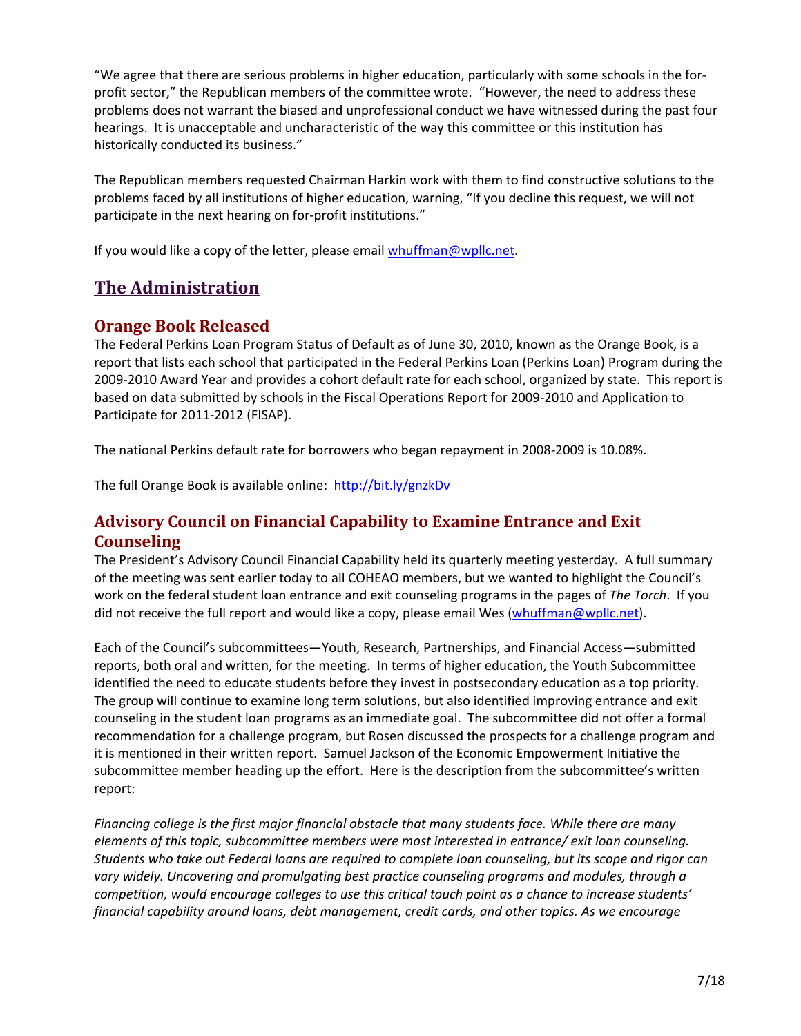"We agree that there are serious problems in higher education, particularly with some schools in the for-profit sector," the Republican members of the committee wrote. "However, the need to address these problems does not warrant the biased and unprofessional conduct we have witnessed during the past four hearings. It is unacceptable and uncharacteristic of the way this committee or this institution has historically conducted its business."

The Republican members requested Chairman Harkin work with them to find constructive solutions to the problems faced by all institutions of higher education, warning, "If you decline this request, we will not participate in the next hearing on for-profit institutions."

If you would like a copy of the letter, please email whuffman@wpllc.net.

# The Administration

## Orange Book Released

The Federal Perkins Loan Program Status of Default as of June 30, 2010, known as the Orange Book, is a report that lists each school that participated in the Federal Perkins Loan (Perkins Loan) Program during the 2009-2010 Award Year and provides a cohort default rate for each school, organized by state. This report is based on data submitted by schools in the Fiscal Operations Report for 2009-2010 and Application to Participate for 2011-2012 (FISAP).

The national Perkins default rate for borrowers who began repayment in 2008-2009 is 10.08%.

The full Orange Book is available online: http://bit.ly/gnzkDv

## Advisory Council on Financial Capability to Examine Entrance and Exit Counseling

The President's Advisory Council Financial Capability held its quarterly meeting yesterday. A full summary of the meeting was sent earlier today to all COHEAO members, but we wanted to highlight the Council's work on the federal student loan entrance and exit counseling programs in the pages of *The Torch*. If you did not receive the full report and would like a copy, please email Wes (whuffman@wpllc.net).

Each of the Council's subcommittees—Youth, Research, Partnerships, and Financial Access—submitted reports, both oral and written, for the meeting. In terms of higher education, the Youth Subcommittee identified the need to educate students before they invest in postsecondary education as a top priority. The group will continue to examine long term solutions, but also identified improving entrance and exit counseling in the student loan programs as an immediate goal. The subcommittee did not offer a formal recommendation for a challenge program, but Rosen discussed the prospects for a challenge program and it is mentioned in their written report. Samuel Jackson of the Economic Empowerment Initiative the subcommittee member heading up the effort. Here is the description from the subcommittee's written report:

*Financing college is the first major financial obstacle that many students face. While there are many elements of this topic, subcommittee members were most interested in entrance/ exit loan counseling. Students who take out Federal loans are required to complete loan counseling, but its scope and rigor can vary widely. Uncovering and promulgating best practice counseling programs and modules, through a competition, would encourage colleges to use this critical touch point as a chance to increase students' financial capability around loans, debt management, credit cards, and other topics. As we encourage*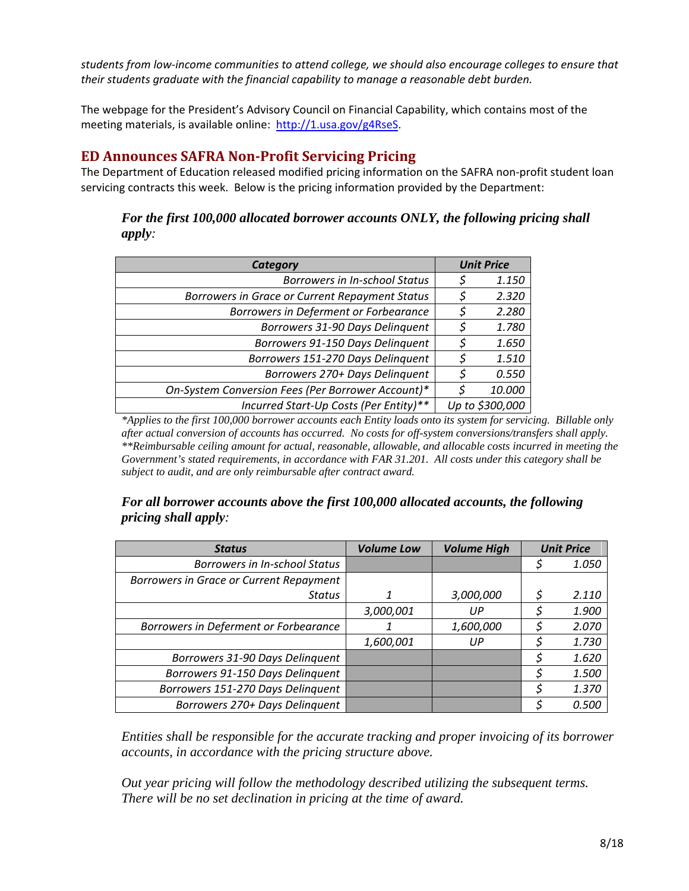*students from low-income communities to attend college, we should also encourage colleges to ensure that their students graduate with the financial capability to manage a reasonable debt burden.*

The webpage for the President's Advisory Council on Financial Capability, which contains most of the meeting materials, is available online: http://1.usa.gov/g4RseS.

## ED Announces SAFRA Non-Profit Servicing Pricing

The Department of Education released modified pricing information on the SAFRA non-profit student loan servicing contracts this week. Below is the pricing information provided by the Department:

***For the first 100,000 allocated borrower accounts ONLY, the following pricing shall apply:***

| Category | Unit Price |
|---|---|
| Borrowers in In-school Status | $ 1.150 |
| Borrowers in Grace or Current Repayment Status | $ 2.320 |
| Borrowers in Deferment or Forbearance | $ 2.280 |
| Borrowers 31-90 Days Delinquent | $ 1.780 |
| Borrowers 91-150 Days Delinquent | $ 1.650 |
| Borrowers 151-270 Days Delinquent | $ 1.510 |
| Borrowers 270+ Days Delinquent | $ 0.550 |
| On-System Conversion Fees (Per Borrower Account)* | $ 10.000 |
| Incurred Start-Up Costs (Per Entity)** | Up to $300,000 |

*\*Applies to the first 100,000 borrower accounts each Entity loads onto its system for servicing. Billable only after actual conversion of accounts has occurred. No costs for off-system conversions/transfers shall apply.*
*\*\*Reimbursable ceiling amount for actual, reasonable, allowable, and allocable costs incurred in meeting the Government's stated requirements, in accordance with FAR 31.201. All costs under this category shall be subject to audit, and are only reimbursable after contract award.*

***For all borrower accounts above the first 100,000 allocated accounts, the following pricing shall apply:***

| Status | Volume Low | Volume High | Unit Price |
|---|---|---|---|
| Borrowers in In-school Status | | | $ 1.050 |
| Borrowers in Grace or Current Repayment Status | 1 | 3,000,000 | $ 2.110 |
| | 3,000,001 | UP | $ 1.900 |
| Borrowers in Deferment or Forbearance | 1 | 1,600,000 | $ 2.070 |
| | 1,600,001 | UP | $ 1.730 |
| Borrowers 31-90 Days Delinquent | | | $ 1.620 |
| Borrowers 91-150 Days Delinquent | | | $ 1.500 |
| Borrowers 151-270 Days Delinquent | | | $ 1.370 |
| Borrowers 270+ Days Delinquent | | | $ 0.500 |

*Entities shall be responsible for the accurate tracking and proper invoicing of its borrower accounts, in accordance with the pricing structure above.*

*Out year pricing will follow the methodology described utilizing the subsequent terms. There will be no set declination in pricing at the time of award.*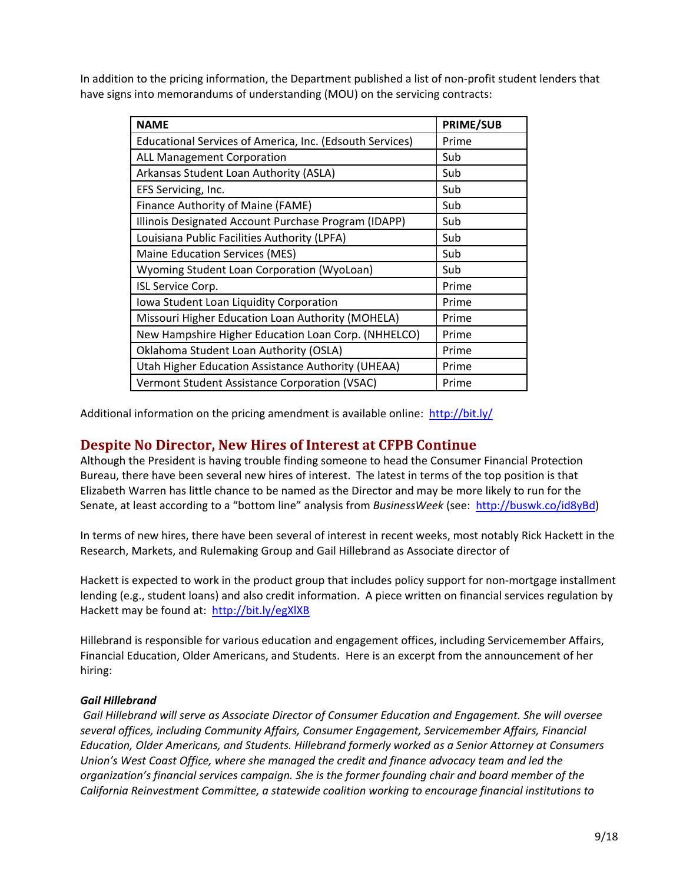In addition to the pricing information, the Department published a list of non-profit student lenders that have signs into memorandums of understanding (MOU) on the servicing contracts:

| NAME | PRIME/SUB |
|---|---|
| Educational Services of America, Inc. (Edsouth Services) | Prime |
| ALL Management Corporation | Sub |
| Arkansas Student Loan Authority (ASLA) | Sub |
| EFS Servicing, Inc. | Sub |
| Finance Authority of Maine (FAME) | Sub |
| Illinois Designated Account Purchase Program (IDAPP) | Sub |
| Louisiana Public Facilities Authority (LPFA) | Sub |
| Maine Education Services (MES) | Sub |
| Wyoming Student Loan Corporation (WyoLoan) | Sub |
| ISL Service Corp. | Prime |
| Iowa Student Loan Liquidity Corporation | Prime |
| Missouri Higher Education Loan Authority (MOHELA) | Prime |
| New Hampshire Higher Education Loan Corp. (NHHELCO) | Prime |
| Oklahoma Student Loan Authority (OSLA) | Prime |
| Utah Higher Education Assistance Authority (UHEAA) | Prime |
| Vermont Student Assistance Corporation (VSAC) | Prime |

Additional information on the pricing amendment is available online: http://bit.ly/

## Despite No Director, New Hires of Interest at CFPB Continue

Although the President is having trouble finding someone to head the Consumer Financial Protection Bureau, there have been several new hires of interest. The latest in terms of the top position is that Elizabeth Warren has little chance to be named as the Director and may be more likely to run for the Senate, at least according to a "bottom line" analysis from *BusinessWeek* (see: http://buswk.co/id8yBd)

In terms of new hires, there have been several of interest in recent weeks, most notably Rick Hackett in the Research, Markets, and Rulemaking Group and Gail Hillebrand as Associate director of

Hackett is expected to work in the product group that includes policy support for non-mortgage installment lending (e.g., student loans) and also credit information. A piece written on financial services regulation by Hackett may be found at: http://bit.ly/egXlXB

Hillebrand is responsible for various education and engagement offices, including Servicemember Affairs, Financial Education, Older Americans, and Students. Here is an excerpt from the announcement of her hiring:

***Gail Hillebrand***

*Gail Hillebrand will serve as Associate Director of Consumer Education and Engagement. She will oversee several offices, including Community Affairs, Consumer Engagement, Servicemember Affairs, Financial Education, Older Americans, and Students. Hillebrand formerly worked as a Senior Attorney at Consumers Union's West Coast Office, where she managed the credit and finance advocacy team and led the organization's financial services campaign. She is the former founding chair and board member of the California Reinvestment Committee, a statewide coalition working to encourage financial institutions to*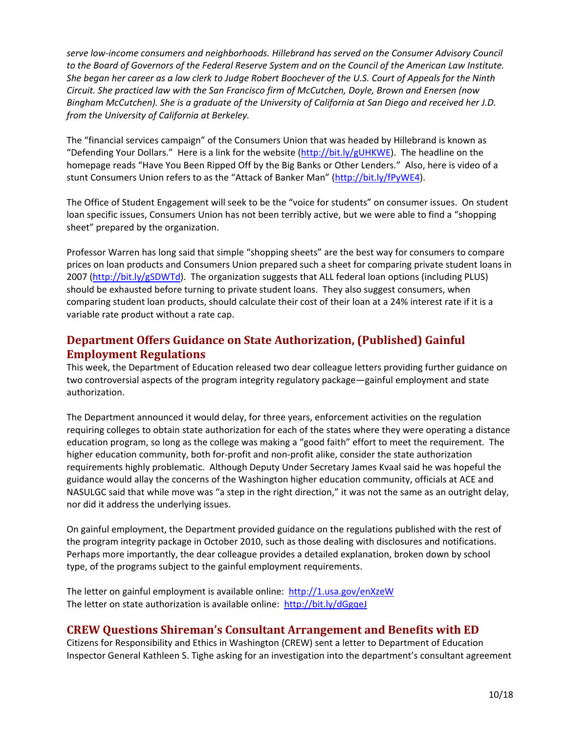*serve low-income consumers and neighborhoods. Hillebrand has served on the Consumer Advisory Council to the Board of Governors of the Federal Reserve System and on the Council of the American Law Institute. She began her career as a law clerk to Judge Robert Boochever of the U.S. Court of Appeals for the Ninth Circuit. She practiced law with the San Francisco firm of McCutchen, Doyle, Brown and Enersen (now Bingham McCutchen). She is a graduate of the University of California at San Diego and received her J.D. from the University of California at Berkeley.*

The "financial services campaign" of the Consumers Union that was headed by Hillebrand is known as "Defending Your Dollars." Here is a link for the website (http://bit.ly/gUHKWE). The headline on the homepage reads "Have You Been Ripped Off by the Big Banks or Other Lenders." Also, here is video of a stunt Consumers Union refers to as the "Attack of Banker Man" (http://bit.ly/fPyWE4).

The Office of Student Engagement will seek to be the "voice for students" on consumer issues. On student loan specific issues, Consumers Union has not been terribly active, but we were able to find a "shopping sheet" prepared by the organization.

Professor Warren has long said that simple "shopping sheets" are the best way for consumers to compare prices on loan products and Consumers Union prepared such a sheet for comparing private student loans in 2007 (http://bit.ly/gSDWTd). The organization suggests that ALL federal loan options (including PLUS) should be exhausted before turning to private student loans. They also suggest consumers, when comparing student loan products, should calculate their cost of their loan at a 24% interest rate if it is a variable rate product without a rate cap.

## Department Offers Guidance on State Authorization, (Published) Gainful Employment Regulations

This week, the Department of Education released two dear colleague letters providing further guidance on two controversial aspects of the program integrity regulatory package—gainful employment and state authorization.

The Department announced it would delay, for three years, enforcement activities on the regulation requiring colleges to obtain state authorization for each of the states where they were operating a distance education program, so long as the college was making a "good faith" effort to meet the requirement. The higher education community, both for-profit and non-profit alike, consider the state authorization requirements highly problematic. Although Deputy Under Secretary James Kvaal said he was hopeful the guidance would allay the concerns of the Washington higher education community, officials at ACE and NASULGC said that while move was "a step in the right direction," it was not the same as an outright delay, nor did it address the underlying issues.

On gainful employment, the Department provided guidance on the regulations published with the rest of the program integrity package in October 2010, such as those dealing with disclosures and notifications. Perhaps more importantly, the dear colleague provides a detailed explanation, broken down by school type, of the programs subject to the gainful employment requirements.

The letter on gainful employment is available online: http://1.usa.gov/enXzeW
The letter on state authorization is available online: http://bit.ly/dGgqeJ

## CREW Questions Shireman's Consultant Arrangement and Benefits with ED

Citizens for Responsibility and Ethics in Washington (CREW) sent a letter to Department of Education Inspector General Kathleen S. Tighe asking for an investigation into the department's consultant agreement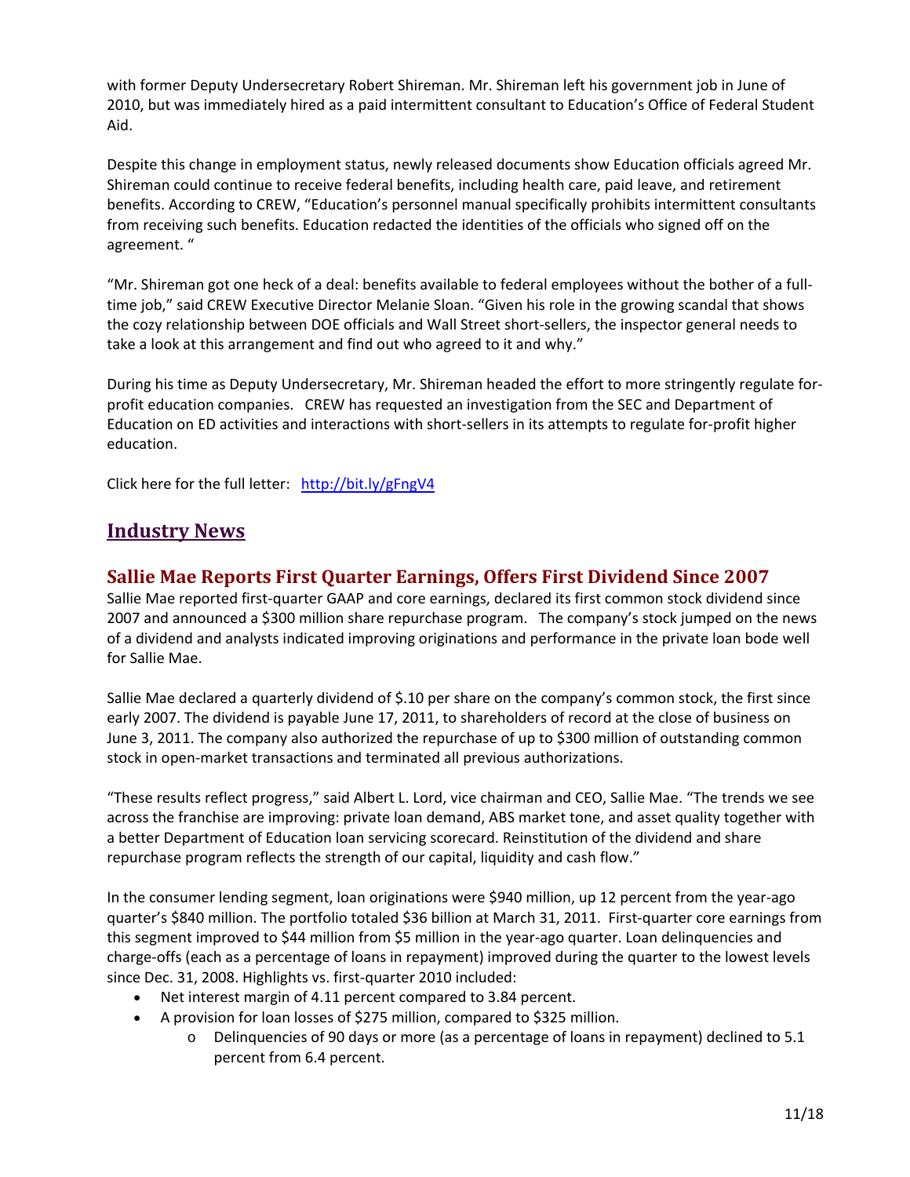with former Deputy Undersecretary Robert Shireman. Mr. Shireman left his government job in June of 2010, but was immediately hired as a paid intermittent consultant to Education's Office of Federal Student Aid.

Despite this change in employment status, newly released documents show Education officials agreed Mr. Shireman could continue to receive federal benefits, including health care, paid leave, and retirement benefits. According to CREW, "Education's personnel manual specifically prohibits intermittent consultants from receiving such benefits. Education redacted the identities of the officials who signed off on the agreement. "

"Mr. Shireman got one heck of a deal: benefits available to federal employees without the bother of a full-time job," said CREW Executive Director Melanie Sloan. "Given his role in the growing scandal that shows the cozy relationship between DOE officials and Wall Street short-sellers, the inspector general needs to take a look at this arrangement and find out who agreed to it and why."

During his time as Deputy Undersecretary, Mr. Shireman headed the effort to more stringently regulate for-profit education companies. CREW has requested an investigation from the SEC and Department of Education on ED activities and interactions with short-sellers in its attempts to regulate for-profit higher education.

Click here for the full letter: http://bit.ly/gFngV4

## Industry News

### Sallie Mae Reports First Quarter Earnings, Offers First Dividend Since 2007

Sallie Mae reported first-quarter GAAP and core earnings, declared its first common stock dividend since 2007 and announced a $300 million share repurchase program. The company's stock jumped on the news of a dividend and analysts indicated improving originations and performance in the private loan bode well for Sallie Mae.

Sallie Mae declared a quarterly dividend of $.10 per share on the company's common stock, the first since early 2007. The dividend is payable June 17, 2011, to shareholders of record at the close of business on June 3, 2011. The company also authorized the repurchase of up to $300 million of outstanding common stock in open-market transactions and terminated all previous authorizations.

"These results reflect progress," said Albert L. Lord, vice chairman and CEO, Sallie Mae. "The trends we see across the franchise are improving: private loan demand, ABS market tone, and asset quality together with a better Department of Education loan servicing scorecard. Reinstitution of the dividend and share repurchase program reflects the strength of our capital, liquidity and cash flow."

In the consumer lending segment, loan originations were $940 million, up 12 percent from the year-ago quarter's $840 million. The portfolio totaled $36 billion at March 31, 2011. First-quarter core earnings from this segment improved to $44 million from $5 million in the year-ago quarter. Loan delinquencies and charge-offs (each as a percentage of loans in repayment) improved during the quarter to the lowest levels since Dec. 31, 2008. Highlights vs. first-quarter 2010 included:

- Net interest margin of 4.11 percent compared to 3.84 percent.
- A provision for loan losses of $275 million, compared to $325 million.
  - Delinquencies of 90 days or more (as a percentage of loans in repayment) declined to 5.1 percent from 6.4 percent.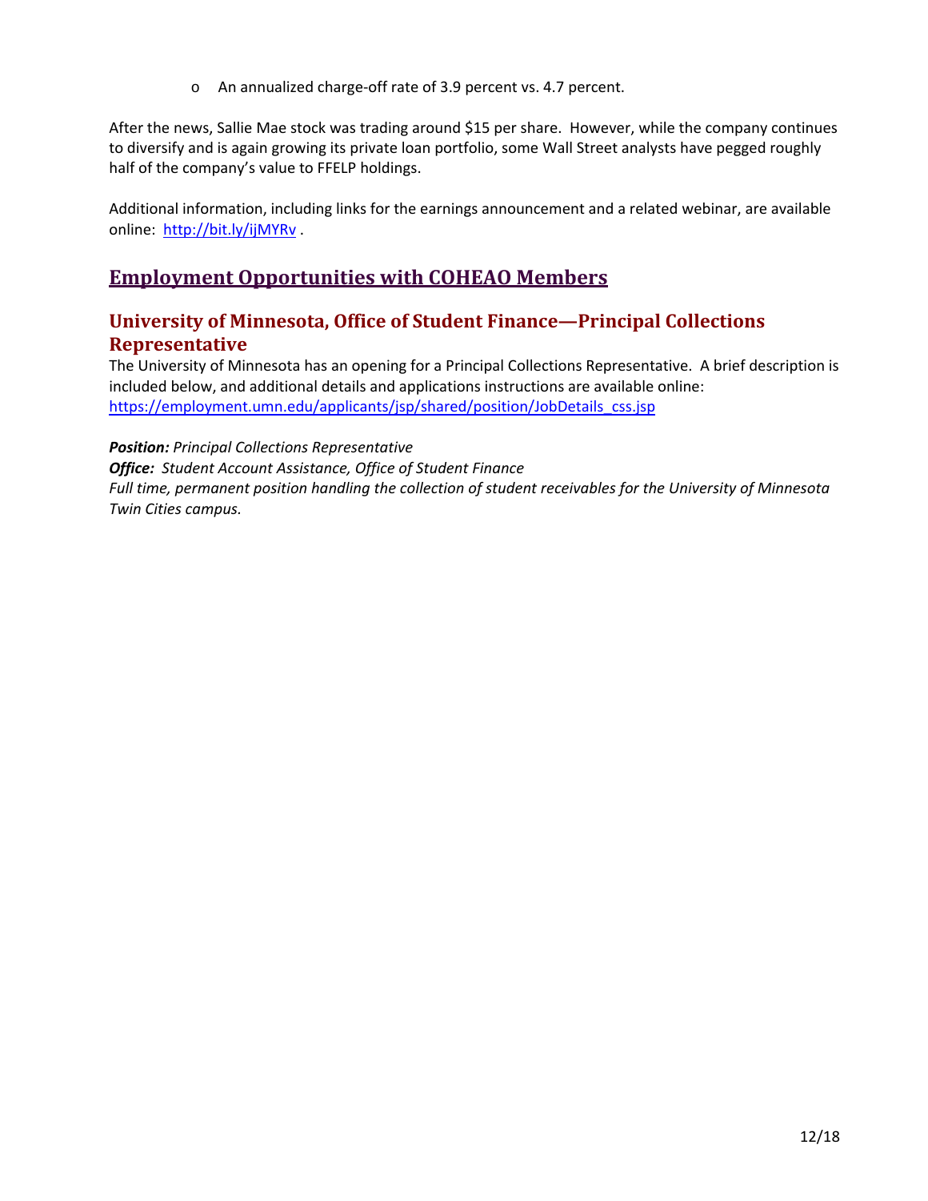- An annualized charge-off rate of 3.9 percent vs. 4.7 percent.

After the news, Sallie Mae stock was trading around $15 per share. However, while the company continues to diversify and is again growing its private loan portfolio, some Wall Street analysts have pegged roughly half of the company's value to FFELP holdings.

Additional information, including links for the earnings announcement and a related webinar, are available online: http://bit.ly/ijMYRv .

## Employment Opportunities with COHEAO Members

### University of Minnesota, Office of Student Finance—Principal Collections Representative

The University of Minnesota has an opening for a Principal Collections Representative. A brief description is included below, and additional details and applications instructions are available online: https://employment.umn.edu/applicants/jsp/shared/position/JobDetails_css.jsp

***Position:*** *Principal Collections Representative*
***Office:*** *Student Account Assistance, Office of Student Finance*
*Full time, permanent position handling the collection of student receivables for the University of Minnesota Twin Cities campus.*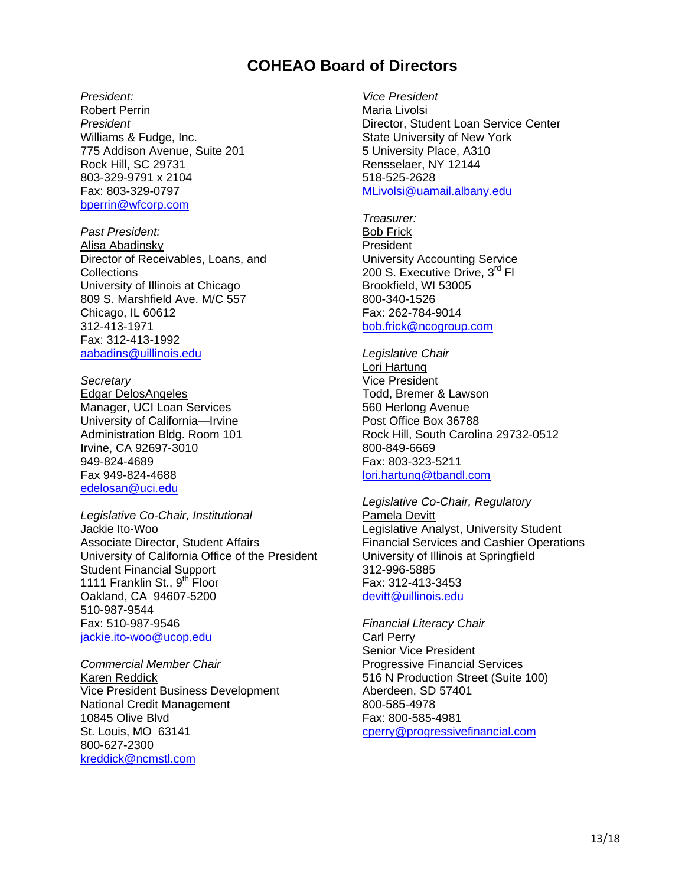# COHEAO Board of Directors

*President:*
Robert Perrin
*President*
Williams & Fudge, Inc.
775 Addison Avenue, Suite 201
Rock Hill, SC 29731
803-329-9791 x 2104
Fax: 803-329-0797
bperrin@wfcorp.com

*Past President:*
Alisa Abadinsky
Director of Receivables, Loans, and Collections
University of Illinois at Chicago
809 S. Marshfield Ave. M/C 557
Chicago, IL 60612
312-413-1971
Fax: 312-413-1992
aabadins@uillinois.edu

*Secretary*
Edgar DelosAngeles
Manager, UCI Loan Services
University of California—Irvine
Administration Bldg. Room 101
Irvine, CA 92697-3010
949-824-4689
Fax 949-824-4688
edelosan@uci.edu

*Legislative Co-Chair, Institutional*
Jackie Ito-Woo
Associate Director, Student Affairs
University of California Office of the President
Student Financial Support
1111 Franklin St., 9th Floor
Oakland, CA 94607-5200
510-987-9544
Fax: 510-987-9546
jackie.ito-woo@ucop.edu

*Commercial Member Chair*
Karen Reddick
Vice President Business Development
National Credit Management
10845 Olive Blvd
St. Louis, MO 63141
800-627-2300
kreddick@ncmstl.com

*Vice President*
Maria Livolsi
Director, Student Loan Service Center
State University of New York
5 University Place, A310
Rensselaer, NY 12144
518-525-2628
MLivolsi@uamail.albany.edu

*Treasurer:*
Bob Frick
President
University Accounting Service
200 S. Executive Drive, 3rd Fl
Brookfield, WI 53005
800-340-1526
Fax: 262-784-9014
bob.frick@ncogroup.com

*Legislative Chair*
Lori Hartung
Vice President
Todd, Bremer & Lawson
560 Herlong Avenue
Post Office Box 36788
Rock Hill, South Carolina 29732-0512
800-849-6669
Fax: 803-323-5211
lori.hartung@tbandl.com

*Legislative Co-Chair, Regulatory*
Pamela Devitt
Legislative Analyst, University Student Financial Services and Cashier Operations
University of Illinois at Springfield
312-996-5885
Fax: 312-413-3453
devitt@uillinois.edu

*Financial Literacy Chair*
Carl Perry
Senior Vice President
Progressive Financial Services
516 N Production Street (Suite 100)
Aberdeen, SD 57401
800-585-4978
Fax: 800-585-4981
cperry@progressivefinancial.com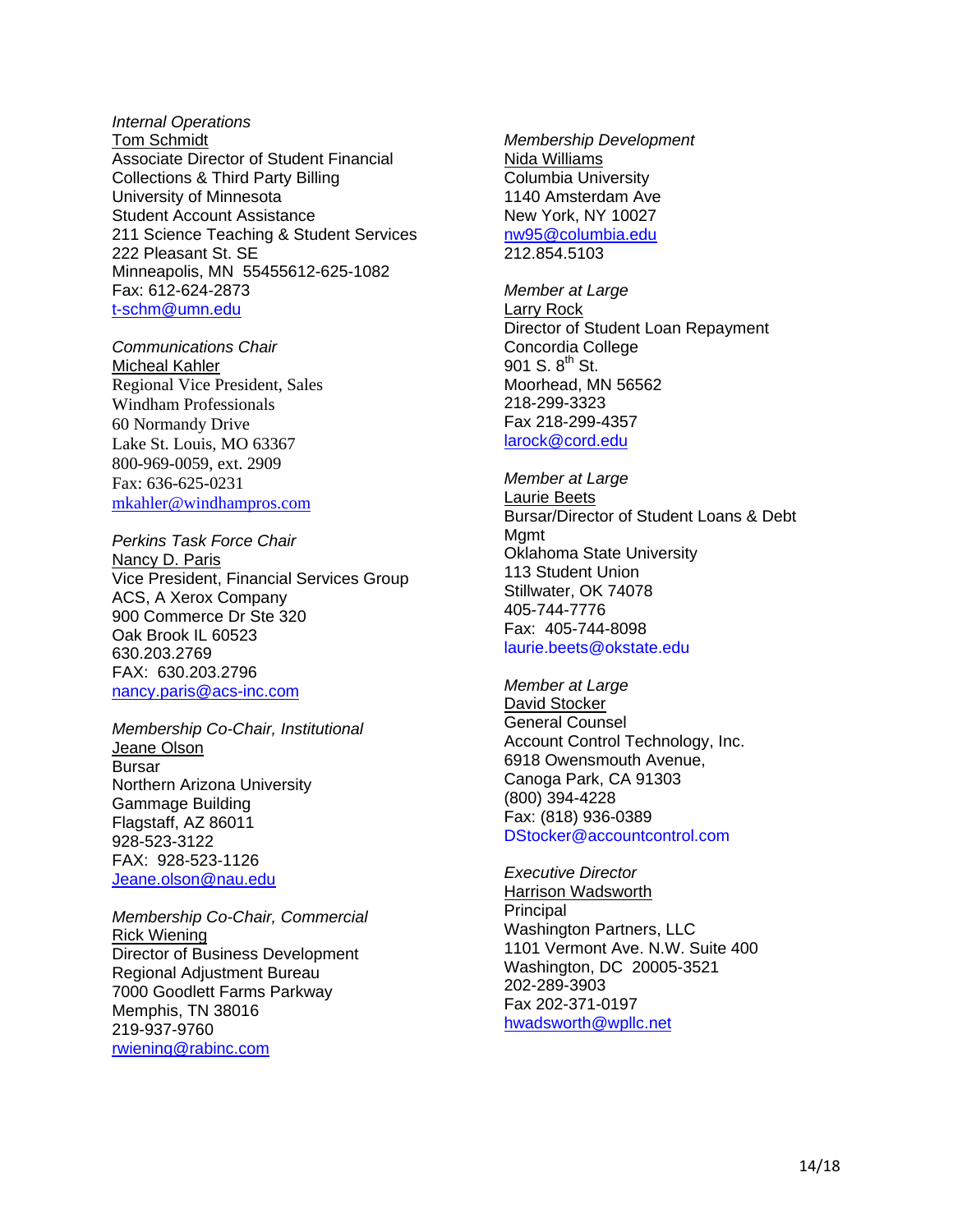*Internal Operations*
Tom Schmidt
Associate Director of Student Financial Collections & Third Party Billing
University of Minnesota
Student Account Assistance
211 Science Teaching & Student Services
222 Pleasant St. SE
Minneapolis, MN 55455612-625-1082
Fax: 612-624-2873
t-schm@umn.edu

*Communications Chair*
Micheal Kahler
Regional Vice President, Sales
Windham Professionals
60 Normandy Drive
Lake St. Louis, MO 63367
800-969-0059, ext. 2909
Fax: 636-625-0231
mkahler@windhampros.com

*Perkins Task Force Chair*
Nancy D. Paris
Vice President, Financial Services Group
ACS, A Xerox Company
900 Commerce Dr Ste 320
Oak Brook IL 60523
630.203.2769
FAX: 630.203.2796
nancy.paris@acs-inc.com

*Membership Co-Chair, Institutional*
Jeane Olson
Bursar
Northern Arizona University
Gammage Building
Flagstaff, AZ 86011
928-523-3122
FAX: 928-523-1126
Jeane.olson@nau.edu

*Membership Co-Chair, Commercial*
Rick Wiening
Director of Business Development
Regional Adjustment Bureau
7000 Goodlett Farms Parkway
Memphis, TN 38016
219-937-9760
rwiening@rabinc.com

*Membership Development*
Nida Williams
Columbia University
1140 Amsterdam Ave
New York, NY 10027
nw95@columbia.edu
212.854.5103

*Member at Large*
Larry Rock
Director of Student Loan Repayment
Concordia College
901 S. 8th St.
Moorhead, MN 56562
218-299-3323
Fax 218-299-4357
larock@cord.edu

*Member at Large*
Laurie Beets
Bursar/Director of Student Loans & Debt Mgmt
Oklahoma State University
113 Student Union
Stillwater, OK 74078
405-744-7776
Fax: 405-744-8098
laurie.beets@okstate.edu

*Member at Large*
David Stocker
General Counsel
Account Control Technology, Inc.
6918 Owensmouth Avenue,
Canoga Park, CA 91303
(800) 394-4228
Fax: (818) 936-0389
DStocker@accountcontrol.com

*Executive Director*
Harrison Wadsworth
Principal
Washington Partners, LLC
1101 Vermont Ave. N.W. Suite 400
Washington, DC 20005-3521
202-289-3903
Fax 202-371-0197
hwadsworth@wpllc.net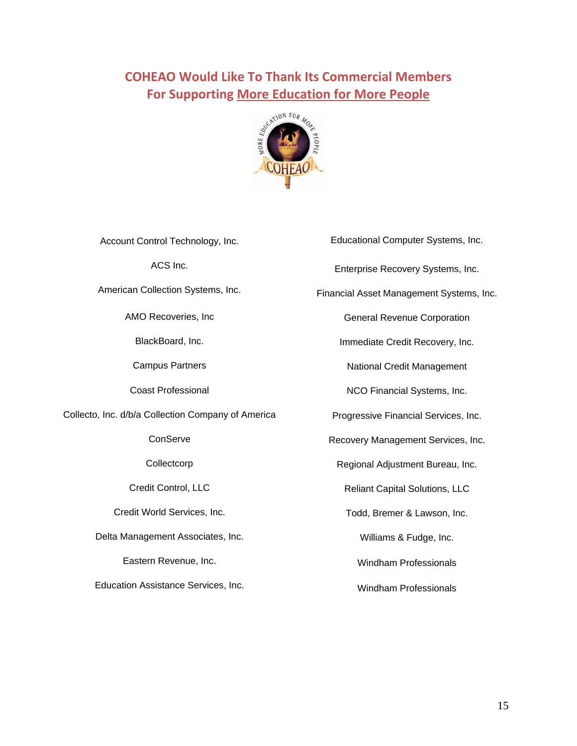## COHEAO Would Like To Thank Its Commercial Members For Supporting More Education for More People

Account Control Technology, Inc.

ACS Inc.

American Collection Systems, Inc.

AMO Recoveries, Inc

BlackBoard, Inc.

Campus Partners

Coast Professional

Collecto, Inc. d/b/a Collection Company of America

ConServe

Collectcorp

Credit Control, LLC

Credit World Services, Inc.

Delta Management Associates, Inc.

Eastern Revenue, Inc.

Education Assistance Services, Inc.

Educational Computer Systems, Inc.

Enterprise Recovery Systems, Inc.

Financial Asset Management Systems, Inc.

General Revenue Corporation

Immediate Credit Recovery, Inc.

National Credit Management

NCO Financial Systems, Inc.

Progressive Financial Services, Inc.

Recovery Management Services, Inc.

Regional Adjustment Bureau, Inc.

Reliant Capital Solutions, LLC

Todd, Bremer & Lawson, Inc.

Williams & Fudge, Inc.

Windham Professionals

Windham Professionals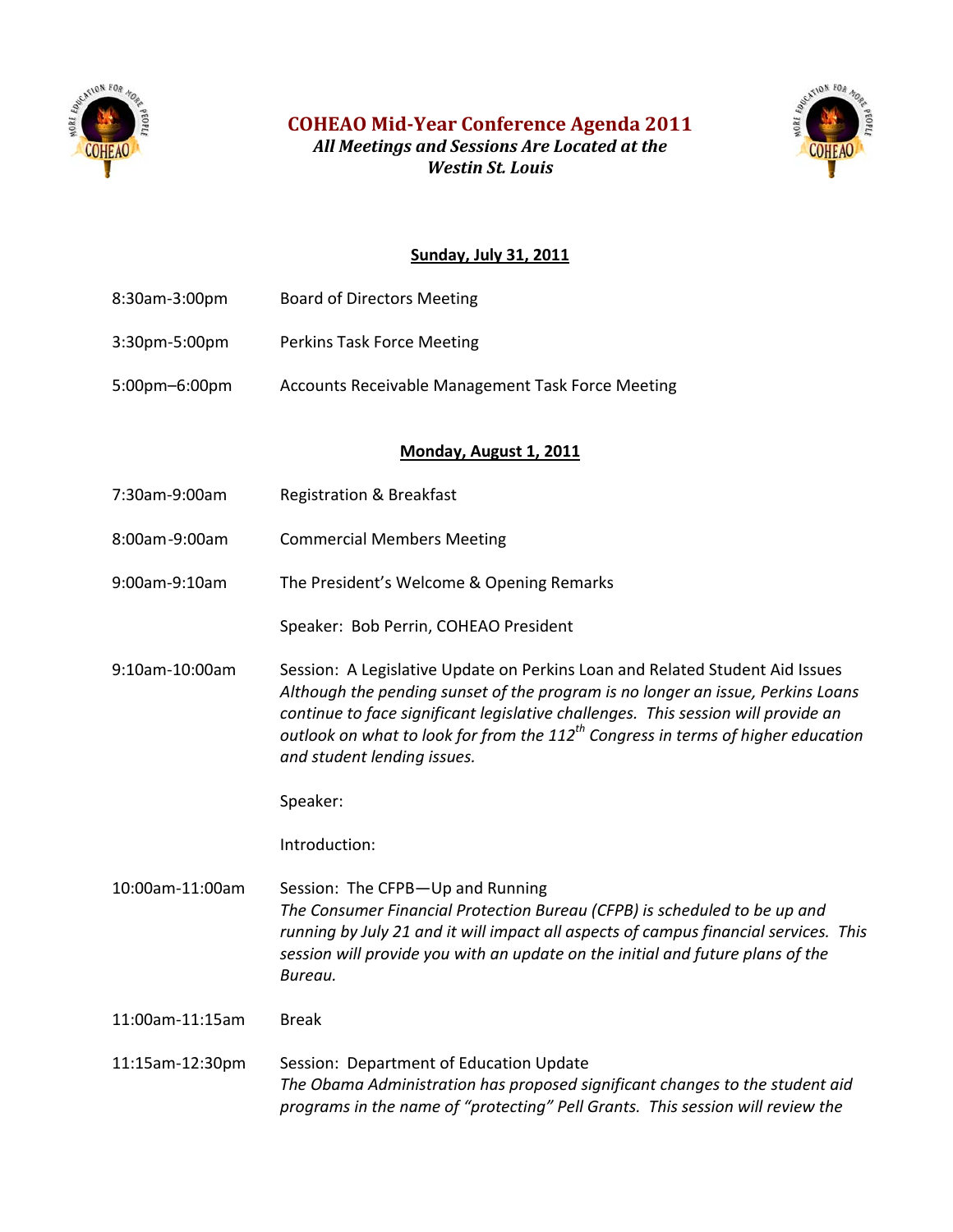# COHEAO Mid-Year Conference Agenda 2011

***All Meetings and Sessions Are Located at the Westin St. Louis***

## Sunday, July 31, 2011

8:30am-3:00pm Board of Directors Meeting

3:30pm-5:00pm Perkins Task Force Meeting

5:00pm–6:00pm Accounts Receivable Management Task Force Meeting

## Monday, August 1, 2011

7:30am-9:00am Registration & Breakfast

8:00am-9:00am Commercial Members Meeting

9:00am-9:10am The President's Welcome & Opening Remarks

Speaker: Bob Perrin, COHEAO President

9:10am-10:00am Session: A Legislative Update on Perkins Loan and Related Student Aid Issues
*Although the pending sunset of the program is no longer an issue, Perkins Loans continue to face significant legislative challenges. This session will provide an outlook on what to look for from the 112th Congress in terms of higher education and student lending issues.*

Speaker:

Introduction:

10:00am-11:00am Session: The CFPB—Up and Running
*The Consumer Financial Protection Bureau (CFPB) is scheduled to be up and running by July 21 and it will impact all aspects of campus financial services. This session will provide you with an update on the initial and future plans of the Bureau.*

11:00am-11:15am Break

11:15am-12:30pm Session: Department of Education Update
*The Obama Administration has proposed significant changes to the student aid programs in the name of "protecting" Pell Grants. This session will review the*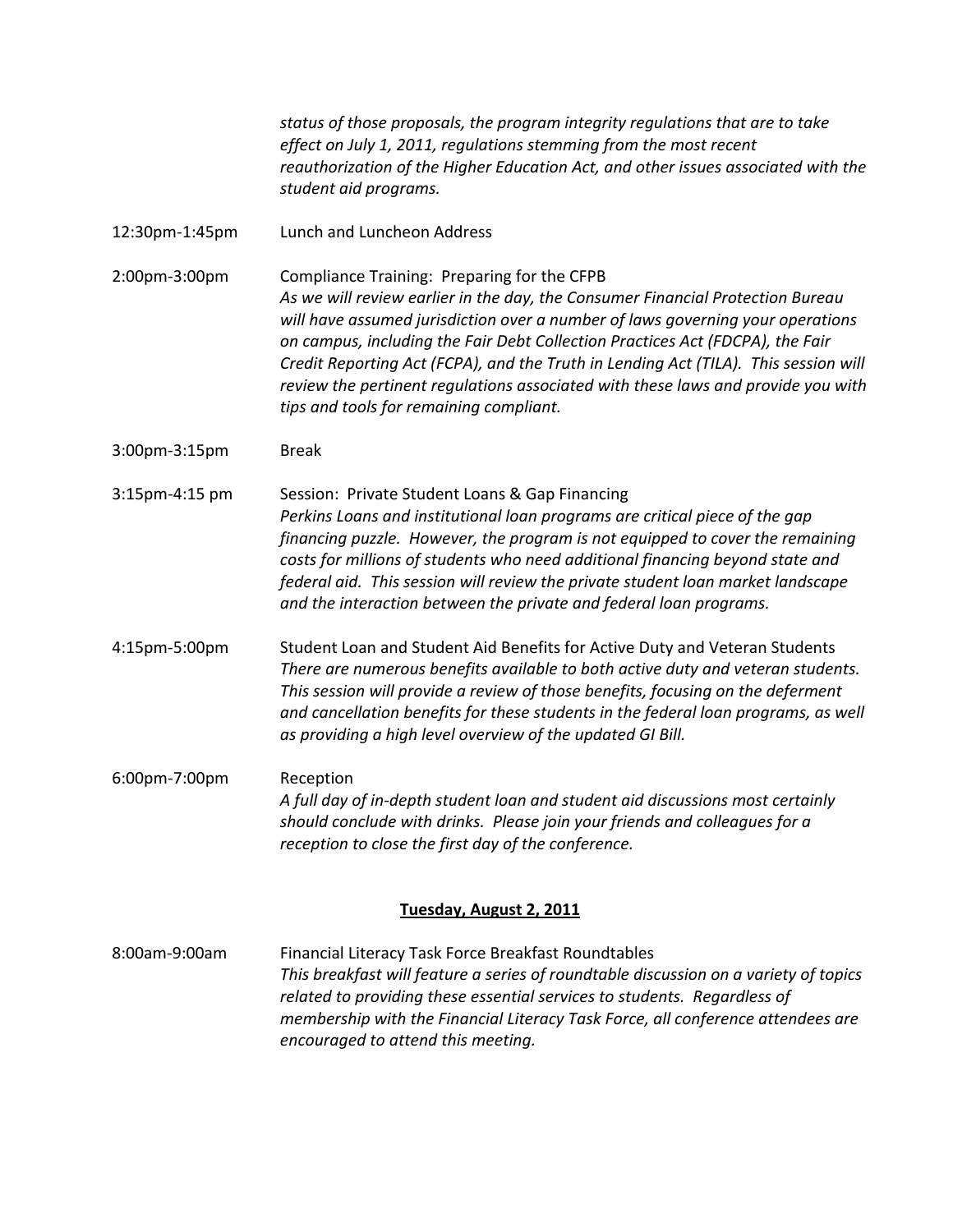*status of those proposals, the program integrity regulations that are to take effect on July 1, 2011, regulations stemming from the most recent reauthorization of the Higher Education Act, and other issues associated with the student aid programs.*

12:30pm-1:45pm Lunch and Luncheon Address

2:00pm-3:00pm Compliance Training: Preparing for the CFPB
*As we will review earlier in the day, the Consumer Financial Protection Bureau will have assumed jurisdiction over a number of laws governing your operations on campus, including the Fair Debt Collection Practices Act (FDCPA), the Fair Credit Reporting Act (FCPA), and the Truth in Lending Act (TILA). This session will review the pertinent regulations associated with these laws and provide you with tips and tools for remaining compliant.*

3:00pm-3:15pm Break

3:15pm-4:15 pm Session: Private Student Loans & Gap Financing
*Perkins Loans and institutional loan programs are critical piece of the gap financing puzzle. However, the program is not equipped to cover the remaining costs for millions of students who need additional financing beyond state and federal aid. This session will review the private student loan market landscape and the interaction between the private and federal loan programs.*

4:15pm-5:00pm Student Loan and Student Aid Benefits for Active Duty and Veteran Students
*There are numerous benefits available to both active duty and veteran students. This session will provide a review of those benefits, focusing on the deferment and cancellation benefits for these students in the federal loan programs, as well as providing a high level overview of the updated GI Bill.*

6:00pm-7:00pm Reception
*A full day of in-depth student loan and student aid discussions most certainly should conclude with drinks. Please join your friends and colleagues for a reception to close the first day of the conference.*

**Tuesday, August 2, 2011**

8:00am-9:00am Financial Literacy Task Force Breakfast Roundtables
*This breakfast will feature a series of roundtable discussion on a variety of topics related to providing these essential services to students. Regardless of membership with the Financial Literacy Task Force, all conference attendees are encouraged to attend this meeting.*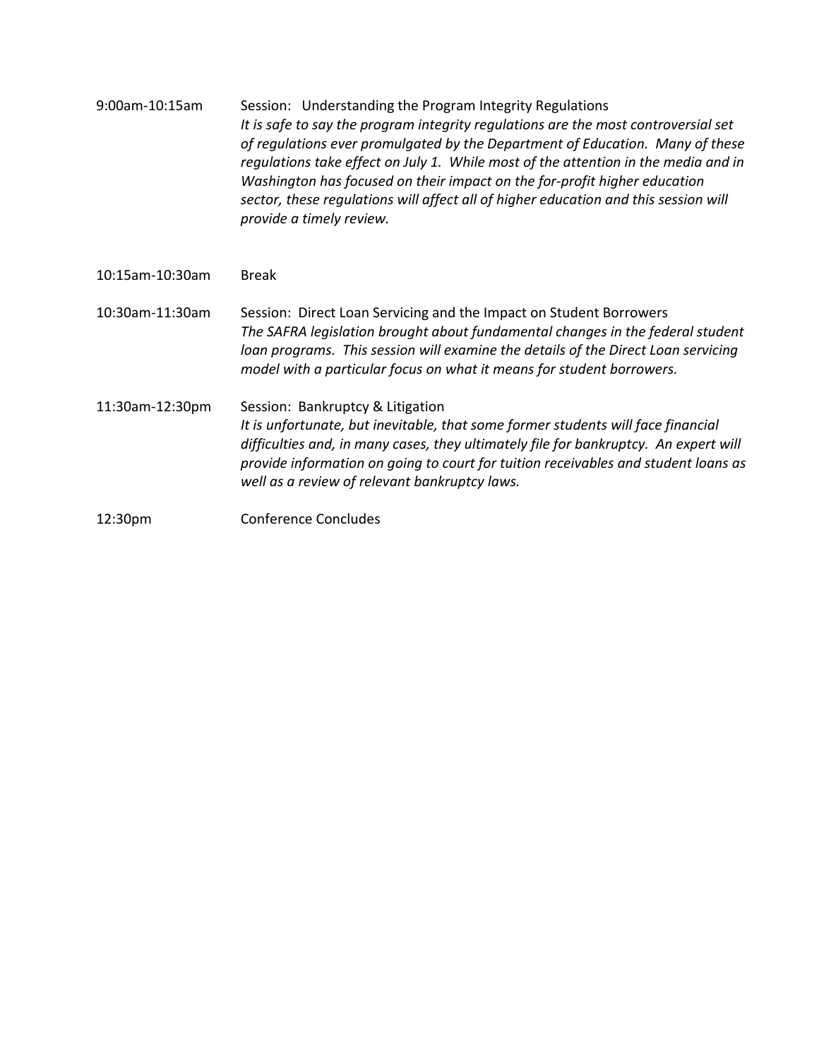9:00am-10:15am Session: Understanding the Program Integrity Regulations

*It is safe to say the program integrity regulations are the most controversial set of regulations ever promulgated by the Department of Education. Many of these regulations take effect on July 1. While most of the attention in the media and in Washington has focused on their impact on the for-profit higher education sector, these regulations will affect all of higher education and this session will provide a timely review.*

10:15am-10:30am Break

10:30am-11:30am Session: Direct Loan Servicing and the Impact on Student Borrowers

*The SAFRA legislation brought about fundamental changes in the federal student loan programs. This session will examine the details of the Direct Loan servicing model with a particular focus on what it means for student borrowers.*

11:30am-12:30pm Session: Bankruptcy & Litigation

*It is unfortunate, but inevitable, that some former students will face financial difficulties and, in many cases, they ultimately file for bankruptcy. An expert will provide information on going to court for tuition receivables and student loans as well as a review of relevant bankruptcy laws.*

12:30pm Conference Concludes